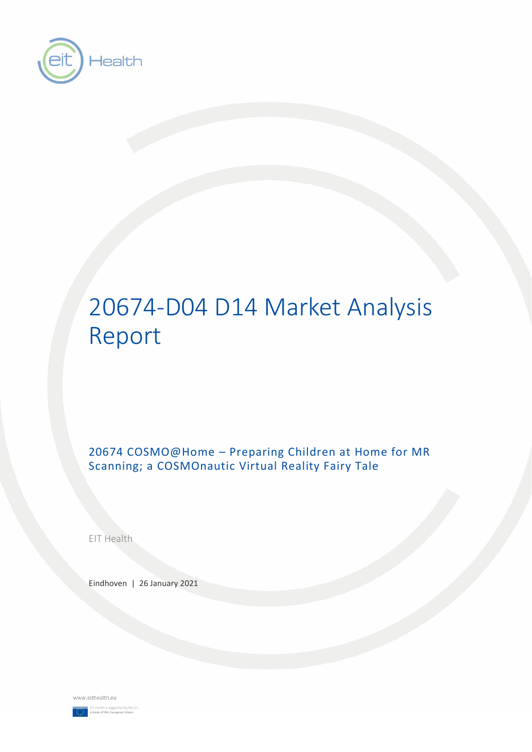# 20674-D04 D14 Market Analysis Report

## 20674 COSMO@Home – Preparing Children at Home for MR Scanning; a COSMOnautic Virtual Reality Fairy Tale

EIT Health

Eindhoven | 26 January 2021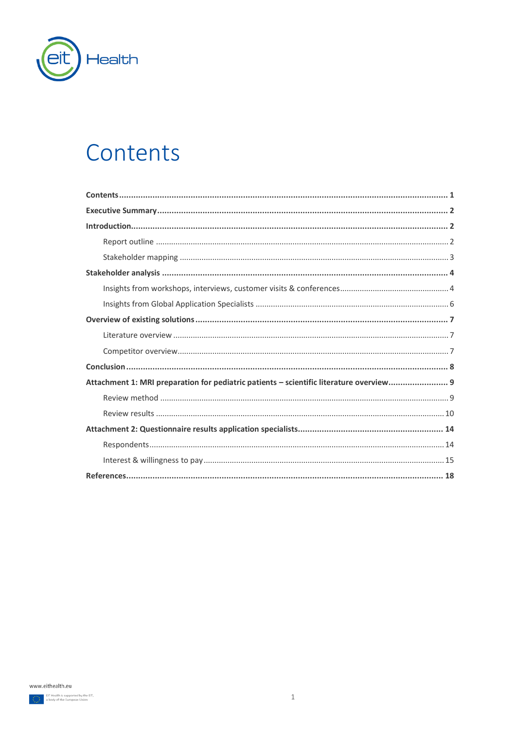# Contents

- **Contents** ........ 1
- **Executive Summary** ........ 2
- **Introduction** ........ 2
  - Report outline ........ 2
  - Stakeholder mapping ........ 3
- **Stakeholder analysis** ........ 4
  - Insights from workshops, interviews, customer visits & conferences ........ 4
  - Insights from Global Application Specialists ........ 6
- **Overview of existing solutions** ........ 7
  - Literature overview ........ 7
  - Competitor overview ........ 7
- **Conclusion** ........ 8
- **Attachment 1: MRI preparation for pediatric patients – scientific literature overview** ........ 9
  - Review method ........ 9
  - Review results ........ 10
- **Attachment 2: Questionnaire results application specialists** ........ 14
  - Respondents ........ 14
  - Interest & willingness to pay ........ 15
- **References** ........ 18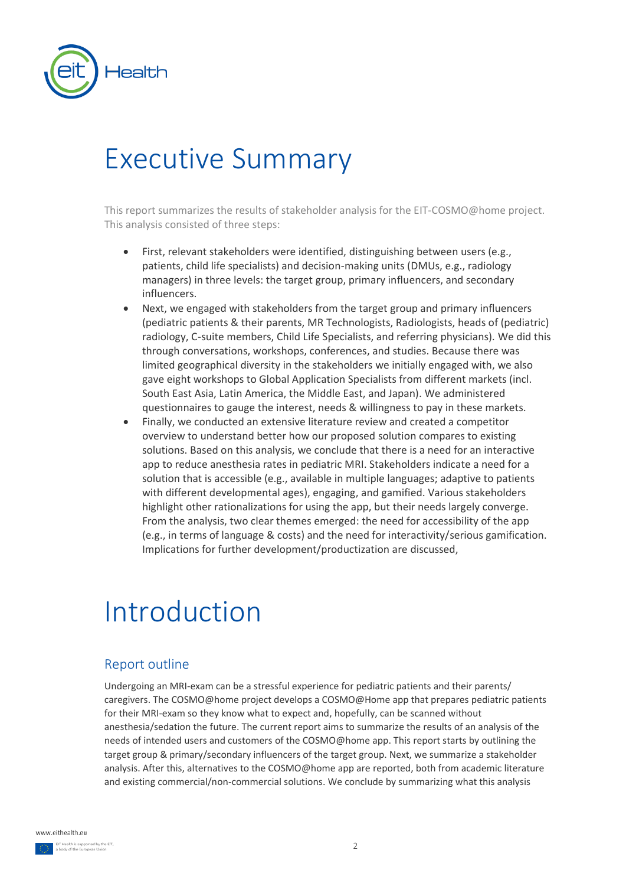# Executive Summary

This report summarizes the results of stakeholder analysis for the EIT-COSMO@home project. This analysis consisted of three steps:

- First, relevant stakeholders were identified, distinguishing between users (e.g., patients, child life specialists) and decision-making units (DMUs, e.g., radiology managers) in three levels: the target group, primary influencers, and secondary influencers.
- Next, we engaged with stakeholders from the target group and primary influencers (pediatric patients & their parents, MR Technologists, Radiologists, heads of (pediatric) radiology, C-suite members, Child Life Specialists, and referring physicians). We did this through conversations, workshops, conferences, and studies. Because there was limited geographical diversity in the stakeholders we initially engaged with, we also gave eight workshops to Global Application Specialists from different markets (incl. South East Asia, Latin America, the Middle East, and Japan). We administered questionnaires to gauge the interest, needs & willingness to pay in these markets.
- Finally, we conducted an extensive literature review and created a competitor overview to understand better how our proposed solution compares to existing solutions. Based on this analysis, we conclude that there is a need for an interactive app to reduce anesthesia rates in pediatric MRI. Stakeholders indicate a need for a solution that is accessible (e.g., available in multiple languages; adaptive to patients with different developmental ages), engaging, and gamified. Various stakeholders highlight other rationalizations for using the app, but their needs largely converge. From the analysis, two clear themes emerged: the need for accessibility of the app (e.g., in terms of language & costs) and the need for interactivity/serious gamification. Implications for further development/productization are discussed,

# Introduction

## Report outline

Undergoing an MRI-exam can be a stressful experience for pediatric patients and their parents/ caregivers. The COSMO@home project develops a COSMO@Home app that prepares pediatric patients for their MRI-exam so they know what to expect and, hopefully, can be scanned without anesthesia/sedation the future. The current report aims to summarize the results of an analysis of the needs of intended users and customers of the COSMO@home app. This report starts by outlining the target group & primary/secondary influencers of the target group. Next, we summarize a stakeholder analysis. After this, alternatives to the COSMO@home app are reported, both from academic literature and existing commercial/non-commercial solutions. We conclude by summarizing what this analysis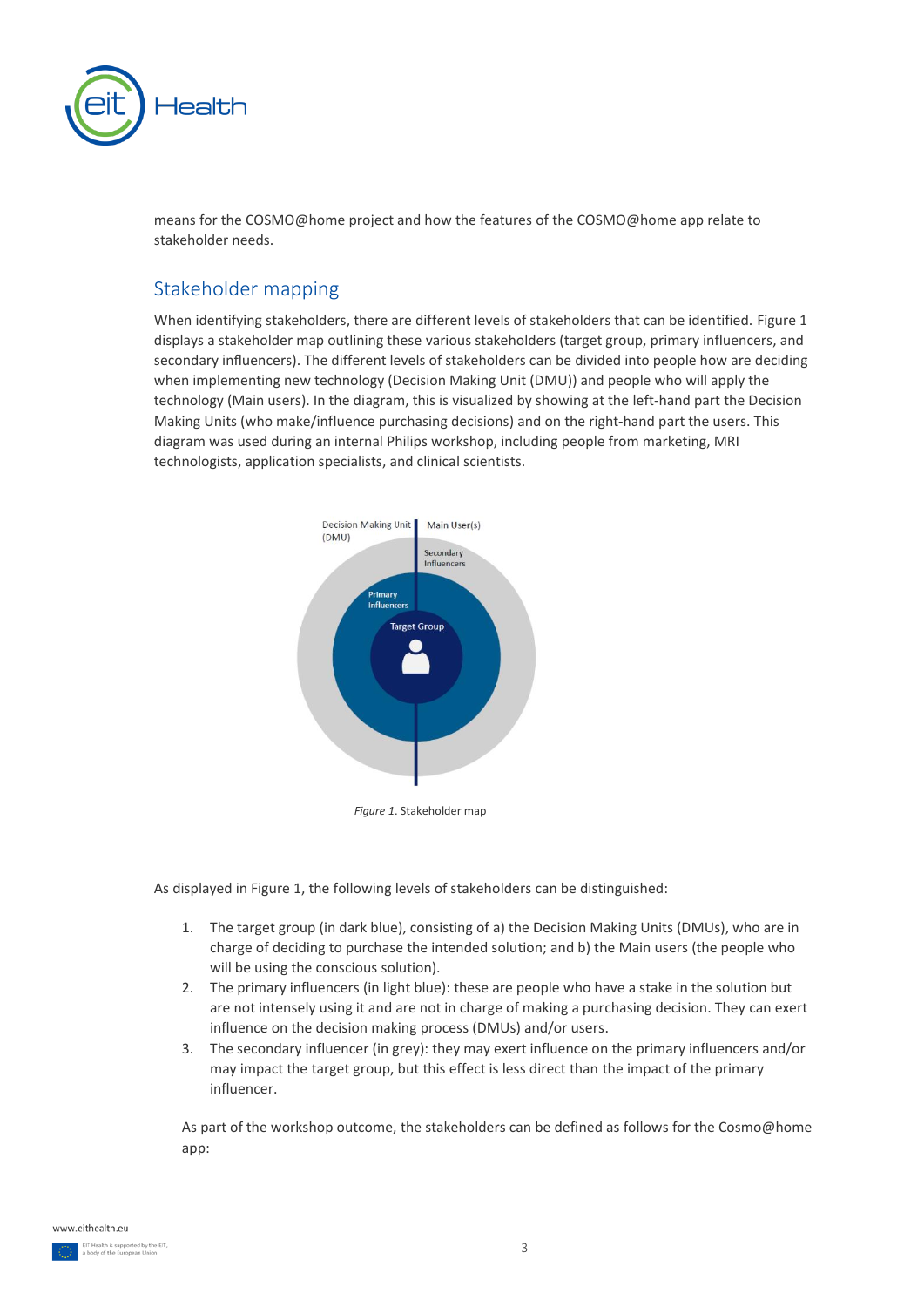means for the COSMO@home project and how the features of the COSMO@home app relate to stakeholder needs.

## Stakeholder mapping

When identifying stakeholders, there are different levels of stakeholders that can be identified. Figure 1 displays a stakeholder map outlining these various stakeholders (target group, primary influencers, and secondary influencers). The different levels of stakeholders can be divided into people how are deciding when implementing new technology (Decision Making Unit (DMU)) and people who will apply the technology (Main users). In the diagram, this is visualized by showing at the left-hand part the Decision Making Units (who make/influence purchasing decisions) and on the right-hand part the users. This diagram was used during an internal Philips workshop, including people from marketing, MRI technologists, application specialists, and clinical scientists.

Decision Making Unit (DMU) | Main User(s) | Secondary Influencers | Primary Influencers | Target Group

*Figure 1.* Stakeholder map

As displayed in Figure 1, the following levels of stakeholders can be distinguished:

1. The target group (in dark blue), consisting of a) the Decision Making Units (DMUs), who are in charge of deciding to purchase the intended solution; and b) the Main users (the people who will be using the conscious solution).
2. The primary influencers (in light blue): these are people who have a stake in the solution but are not intensely using it and are not in charge of making a purchasing decision. They can exert influence on the decision making process (DMUs) and/or users.
3. The secondary influencer (in grey): they may exert influence on the primary influencers and/or may impact the target group, but this effect is less direct than the impact of the primary influencer.

As part of the workshop outcome, the stakeholders can be defined as follows for the Cosmo@home app: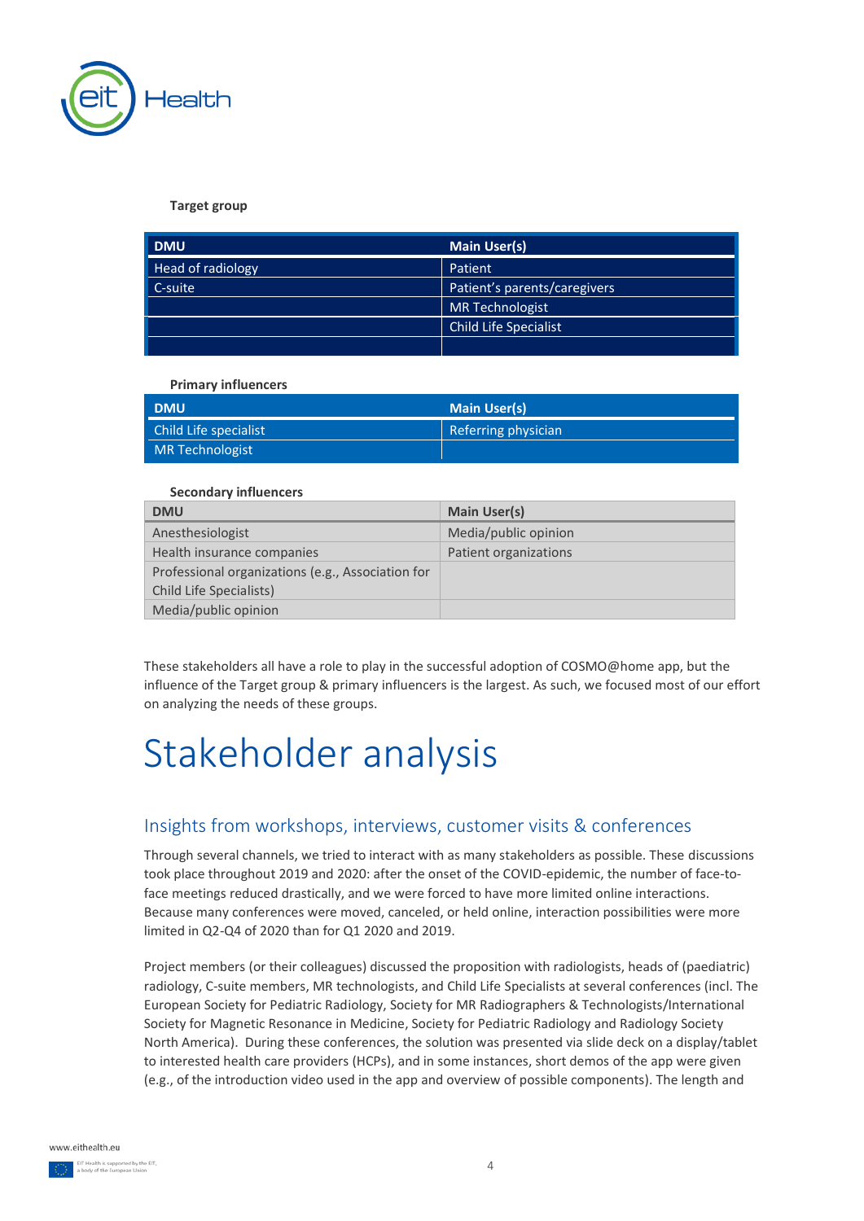**Target group**

| DMU | Main User(s) |
| --- | --- |
| Head of radiology | Patient |
| C-suite | Patient's parents/caregivers |
| | MR Technologist |
| | Child Life Specialist |
| | |

**Primary influencers**

| DMU | Main User(s) |
| --- | --- |
| Child Life specialist | Referring physician |
| MR Technologist | |

**Secondary influencers**

| DMU | Main User(s) |
| --- | --- |
| Anesthesiologist | Media/public opinion |
| Health insurance companies | Patient organizations |
| Professional organizations (e.g., Association for Child Life Specialists) | |
| Media/public opinion | |

These stakeholders all have a role to play in the successful adoption of COSMO@home app, but the influence of the Target group & primary influencers is the largest. As such, we focused most of our effort on analyzing the needs of these groups.

# Stakeholder analysis

## Insights from workshops, interviews, customer visits & conferences

Through several channels, we tried to interact with as many stakeholders as possible. These discussions took place throughout 2019 and 2020: after the onset of the COVID-epidemic, the number of face-to-face meetings reduced drastically, and we were forced to have more limited online interactions. Because many conferences were moved, canceled, or held online, interaction possibilities were more limited in Q2-Q4 of 2020 than for Q1 2020 and 2019.

Project members (or their colleagues) discussed the proposition with radiologists, heads of (paediatric) radiology, C-suite members, MR technologists, and Child Life Specialists at several conferences (incl. The European Society for Pediatric Radiology, Society for MR Radiographers & Technologists/International Society for Magnetic Resonance in Medicine, Society for Pediatric Radiology and Radiology Society North America). During these conferences, the solution was presented via slide deck on a display/tablet to interested health care providers (HCPs), and in some instances, short demos of the app were given (e.g., of the introduction video used in the app and overview of possible components). The length and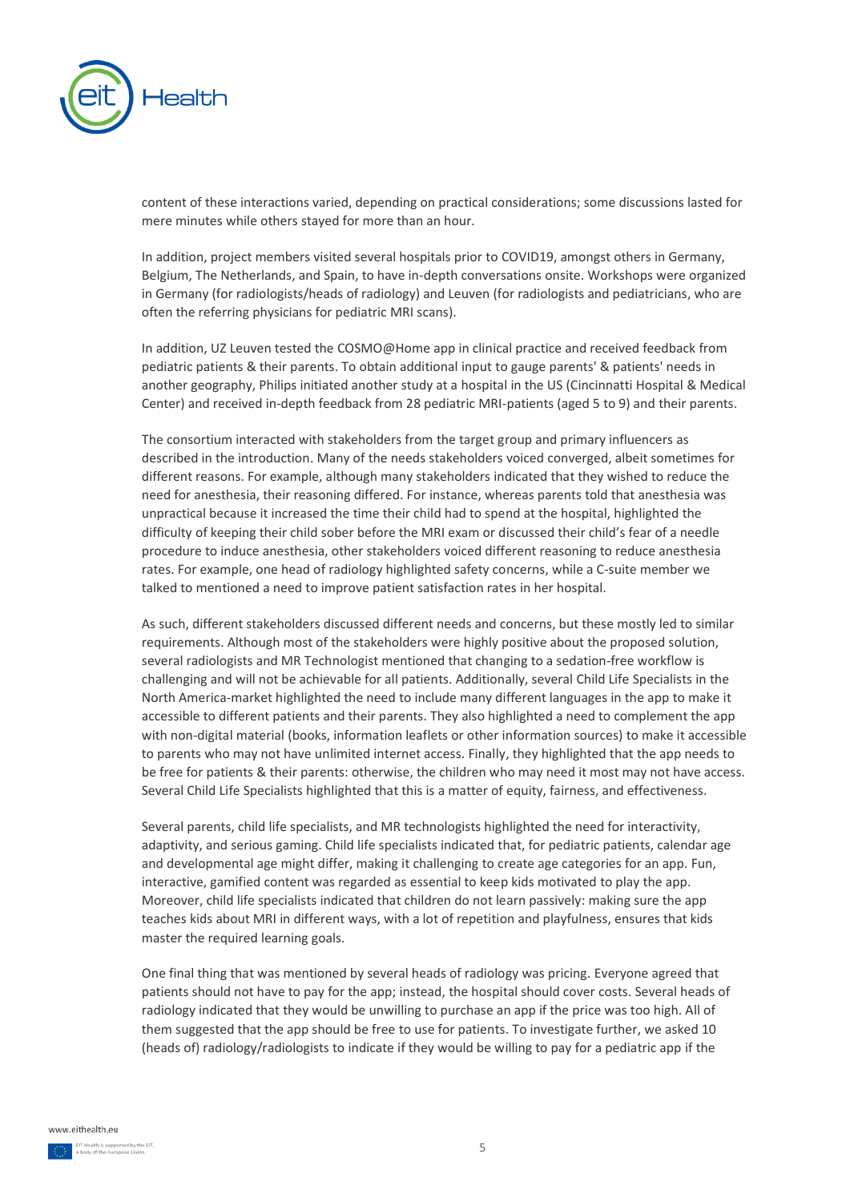content of these interactions varied, depending on practical considerations; some discussions lasted for mere minutes while others stayed for more than an hour.

In addition, project members visited several hospitals prior to COVID19, amongst others in Germany, Belgium, The Netherlands, and Spain, to have in-depth conversations onsite. Workshops were organized in Germany (for radiologists/heads of radiology) and Leuven (for radiologists and pediatricians, who are often the referring physicians for pediatric MRI scans).

In addition, UZ Leuven tested the COSMO@Home app in clinical practice and received feedback from pediatric patients & their parents. To obtain additional input to gauge parents' & patients' needs in another geography, Philips initiated another study at a hospital in the US (Cincinnatti Hospital & Medical Center) and received in-depth feedback from 28 pediatric MRI-patients (aged 5 to 9) and their parents.

The consortium interacted with stakeholders from the target group and primary influencers as described in the introduction. Many of the needs stakeholders voiced converged, albeit sometimes for different reasons. For example, although many stakeholders indicated that they wished to reduce the need for anesthesia, their reasoning differed. For instance, whereas parents told that anesthesia was unpractical because it increased the time their child had to spend at the hospital, highlighted the difficulty of keeping their child sober before the MRI exam or discussed their child's fear of a needle procedure to induce anesthesia, other stakeholders voiced different reasoning to reduce anesthesia rates. For example, one head of radiology highlighted safety concerns, while a C-suite member we talked to mentioned a need to improve patient satisfaction rates in her hospital.

As such, different stakeholders discussed different needs and concerns, but these mostly led to similar requirements. Although most of the stakeholders were highly positive about the proposed solution, several radiologists and MR Technologist mentioned that changing to a sedation-free workflow is challenging and will not be achievable for all patients. Additionally, several Child Life Specialists in the North America-market highlighted the need to include many different languages in the app to make it accessible to different patients and their parents. They also highlighted a need to complement the app with non-digital material (books, information leaflets or other information sources) to make it accessible to parents who may not have unlimited internet access. Finally, they highlighted that the app needs to be free for patients & their parents: otherwise, the children who may need it most may not have access. Several Child Life Specialists highlighted that this is a matter of equity, fairness, and effectiveness.

Several parents, child life specialists, and MR technologists highlighted the need for interactivity, adaptivity, and serious gaming. Child life specialists indicated that, for pediatric patients, calendar age and developmental age might differ, making it challenging to create age categories for an app. Fun, interactive, gamified content was regarded as essential to keep kids motivated to play the app. Moreover, child life specialists indicated that children do not learn passively: making sure the app teaches kids about MRI in different ways, with a lot of repetition and playfulness, ensures that kids master the required learning goals.

One final thing that was mentioned by several heads of radiology was pricing. Everyone agreed that patients should not have to pay for the app; instead, the hospital should cover costs. Several heads of radiology indicated that they would be unwilling to purchase an app if the price was too high. All of them suggested that the app should be free to use for patients. To investigate further, we asked 10 (heads of) radiology/radiologists to indicate if they would be willing to pay for a pediatric app if the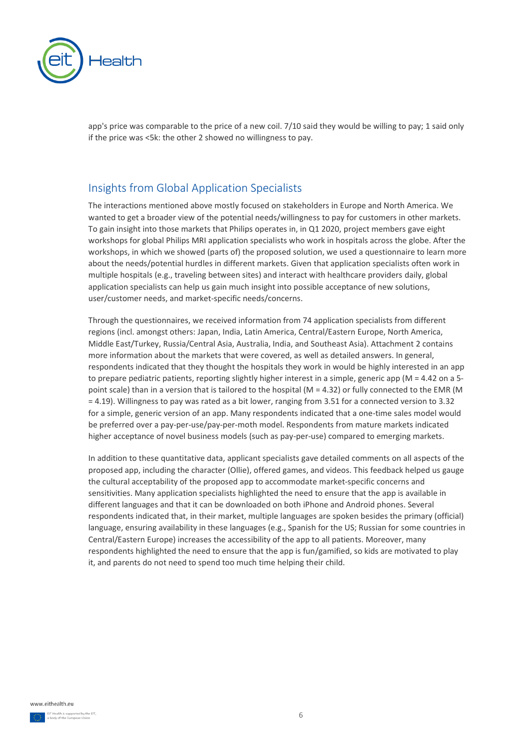app's price was comparable to the price of a new coil. 7/10 said they would be willing to pay; 1 said only if the price was <5k: the other 2 showed no willingness to pay.

## Insights from Global Application Specialists

The interactions mentioned above mostly focused on stakeholders in Europe and North America. We wanted to get a broader view of the potential needs/willingness to pay for customers in other markets. To gain insight into those markets that Philips operates in, in Q1 2020, project members gave eight workshops for global Philips MRI application specialists who work in hospitals across the globe. After the workshops, in which we showed (parts of) the proposed solution, we used a questionnaire to learn more about the needs/potential hurdles in different markets. Given that application specialists often work in multiple hospitals (e.g., traveling between sites) and interact with healthcare providers daily, global application specialists can help us gain much insight into possible acceptance of new solutions, user/customer needs, and market-specific needs/concerns.

Through the questionnaires, we received information from 74 application specialists from different regions (incl. amongst others: Japan, India, Latin America, Central/Eastern Europe, North America, Middle East/Turkey, Russia/Central Asia, Australia, India, and Southeast Asia). Attachment 2 contains more information about the markets that were covered, as well as detailed answers. In general, respondents indicated that they thought the hospitals they work in would be highly interested in an app to prepare pediatric patients, reporting slightly higher interest in a simple, generic app ($M = 4.42$ on a 5-point scale) than in a version that is tailored to the hospital ($M = 4.32$) or fully connected to the EMR ($M = 4.19$). Willingness to pay was rated as a bit lower, ranging from 3.51 for a connected version to 3.32 for a simple, generic version of an app. Many respondents indicated that a one-time sales model would be preferred over a pay-per-use/pay-per-moth model. Respondents from mature markets indicated higher acceptance of novel business models (such as pay-per-use) compared to emerging markets.

In addition to these quantitative data, applicant specialists gave detailed comments on all aspects of the proposed app, including the character (Ollie), offered games, and videos. This feedback helped us gauge the cultural acceptability of the proposed app to accommodate market-specific concerns and sensitivities. Many application specialists highlighted the need to ensure that the app is available in different languages and that it can be downloaded on both iPhone and Android phones. Several respondents indicated that, in their market, multiple languages are spoken besides the primary (official) language, ensuring availability in these languages (e.g., Spanish for the US; Russian for some countries in Central/Eastern Europe) increases the accessibility of the app to all patients. Moreover, many respondents highlighted the need to ensure that the app is fun/gamified, so kids are motivated to play it, and parents do not need to spend too much time helping their child.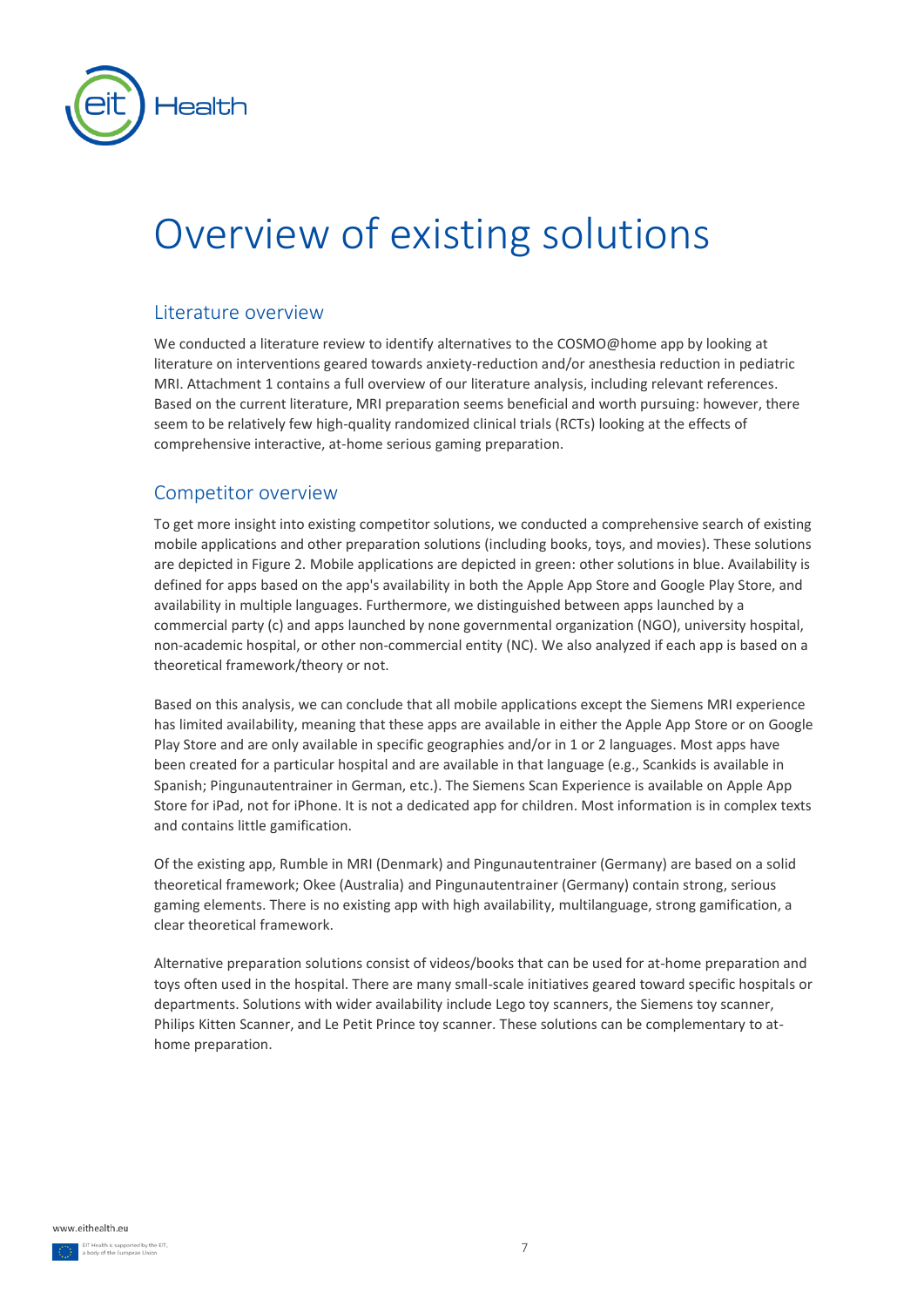# Overview of existing solutions

## Literature overview

We conducted a literature review to identify alternatives to the COSMO@home app by looking at literature on interventions geared towards anxiety-reduction and/or anesthesia reduction in pediatric MRI. Attachment 1 contains a full overview of our literature analysis, including relevant references. Based on the current literature, MRI preparation seems beneficial and worth pursuing: however, there seem to be relatively few high-quality randomized clinical trials (RCTs) looking at the effects of comprehensive interactive, at-home serious gaming preparation.

## Competitor overview

To get more insight into existing competitor solutions, we conducted a comprehensive search of existing mobile applications and other preparation solutions (including books, toys, and movies). These solutions are depicted in Figure 2. Mobile applications are depicted in green: other solutions in blue. Availability is defined for apps based on the app's availability in both the Apple App Store and Google Play Store, and availability in multiple languages. Furthermore, we distinguished between apps launched by a commercial party (c) and apps launched by none governmental organization (NGO), university hospital, non-academic hospital, or other non-commercial entity (NC). We also analyzed if each app is based on a theoretical framework/theory or not.

Based on this analysis, we can conclude that all mobile applications except the Siemens MRI experience has limited availability, meaning that these apps are available in either the Apple App Store or on Google Play Store and are only available in specific geographies and/or in 1 or 2 languages. Most apps have been created for a particular hospital and are available in that language (e.g., Scankids is available in Spanish; Pingunautentrainer in German, etc.). The Siemens Scan Experience is available on Apple App Store for iPad, not for iPhone. It is not a dedicated app for children. Most information is in complex texts and contains little gamification.

Of the existing app, Rumble in MRI (Denmark) and Pingunautentrainer (Germany) are based on a solid theoretical framework; Okee (Australia) and Pingunautentrainer (Germany) contain strong, serious gaming elements. There is no existing app with high availability, multilanguage, strong gamification, a clear theoretical framework.

Alternative preparation solutions consist of videos/books that can be used for at-home preparation and toys often used in the hospital. There are many small-scale initiatives geared toward specific hospitals or departments. Solutions with wider availability include Lego toy scanners, the Siemens toy scanner, Philips Kitten Scanner, and Le Petit Prince toy scanner. These solutions can be complementary to at-home preparation.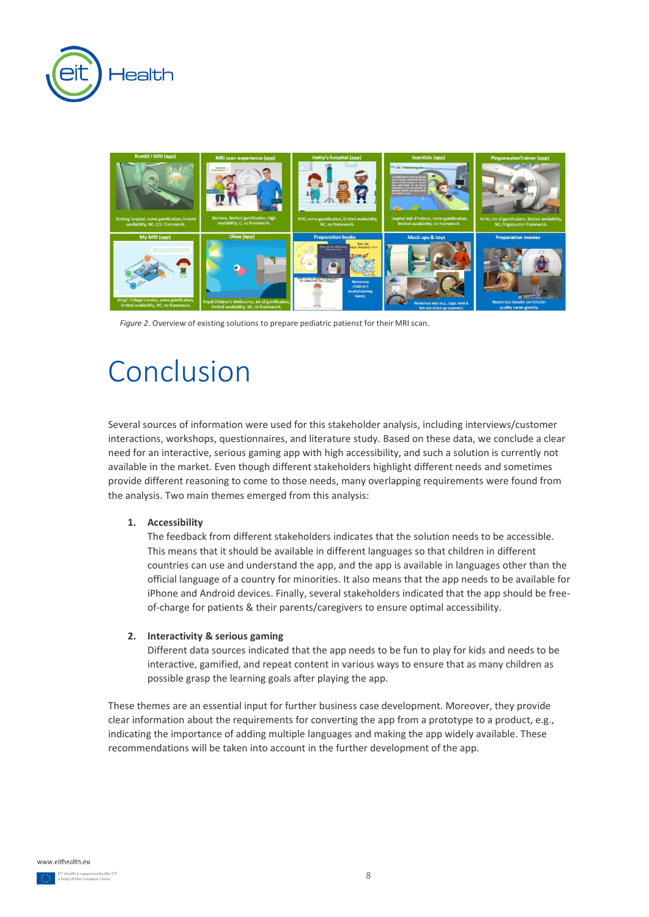*Figure 2.* Overview of existing solutions to prepare pediatric patienst for their MRI scan.

# Conclusion

Several sources of information were used for this stakeholder analysis, including interviews/customer interactions, workshops, questionnaires, and literature study. Based on these data, we conclude a clear need for an interactive, serious gaming app with high accessibility, and such a solution is currently not available in the market. Even though different stakeholders highlight different needs and sometimes provide different reasoning to come to those needs, many overlapping requirements were found from the analysis. Two main themes emerged from this analysis:

1. **Accessibility**
   The feedback from different stakeholders indicates that the solution needs to be accessible. This means that it should be available in different languages so that children in different countries can use and understand the app, and the app is available in languages other than the official language of a country for minorities. It also means that the app needs to be available for iPhone and Android devices. Finally, several stakeholders indicated that the app should be free-of-charge for patients & their parents/caregivers to ensure optimal accessibility.

2. **Interactivity & serious gaming**
   Different data sources indicated that the app needs to be fun to play for kids and needs to be interactive, gamified, and repeat content in various ways to ensure that as many children as possible grasp the learning goals after playing the app.

These themes are an essential input for further business case development. Moreover, they provide clear information about the requirements for converting the app from a prototype to a product, e.g., indicating the importance of adding multiple languages and making the app widely available. These recommendations will be taken into account in the further development of the app.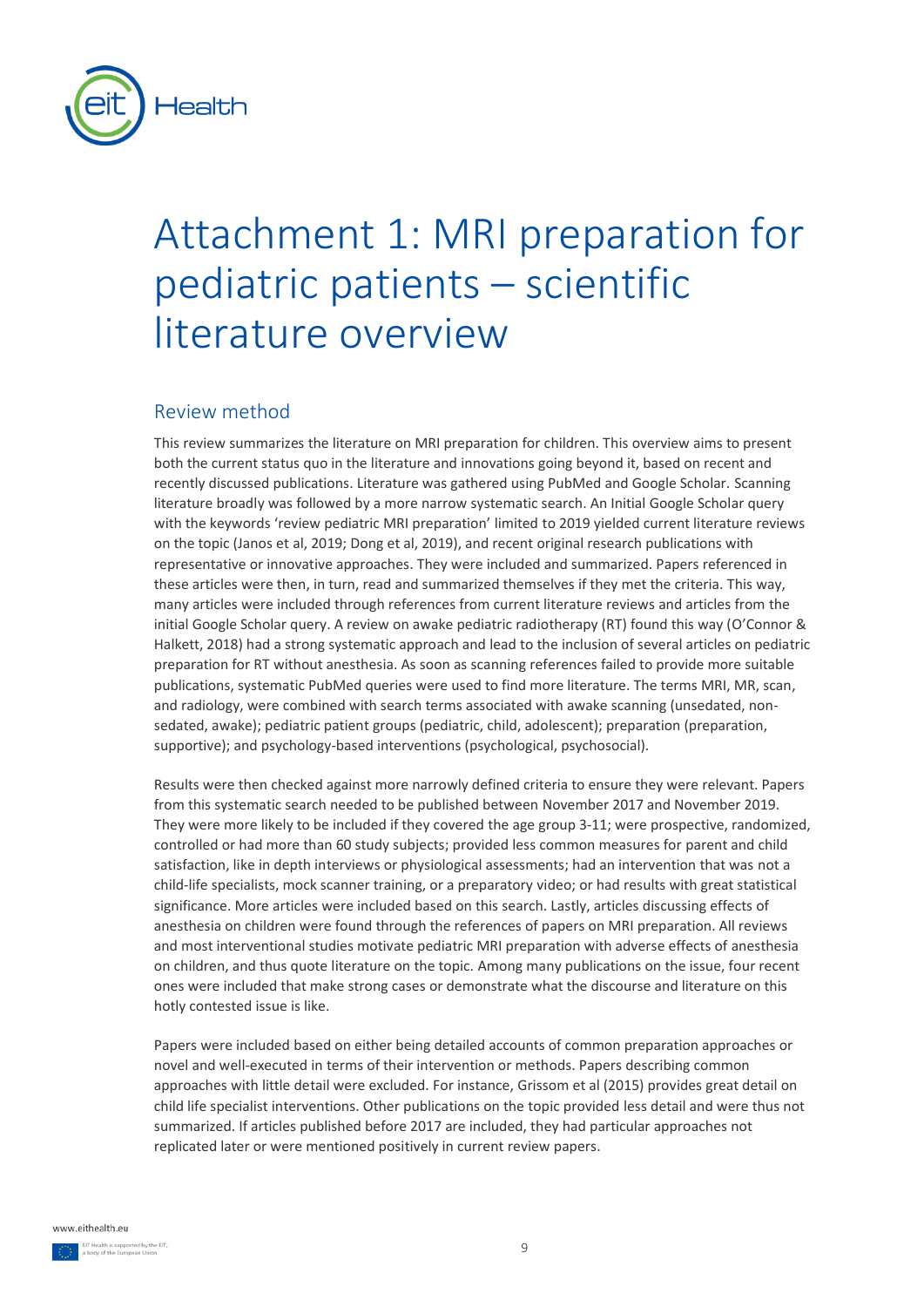# Attachment 1: MRI preparation for pediatric patients – scientific literature overview

## Review method

This review summarizes the literature on MRI preparation for children. This overview aims to present both the current status quo in the literature and innovations going beyond it, based on recent and recently discussed publications. Literature was gathered using PubMed and Google Scholar. Scanning literature broadly was followed by a more narrow systematic search. An Initial Google Scholar query with the keywords 'review pediatric MRI preparation' limited to 2019 yielded current literature reviews on the topic (Janos et al, 2019; Dong et al, 2019), and recent original research publications with representative or innovative approaches. They were included and summarized. Papers referenced in these articles were then, in turn, read and summarized themselves if they met the criteria. This way, many articles were included through references from current literature reviews and articles from the initial Google Scholar query. A review on awake pediatric radiotherapy (RT) found this way (O'Connor & Halkett, 2018) had a strong systematic approach and lead to the inclusion of several articles on pediatric preparation for RT without anesthesia. As soon as scanning references failed to provide more suitable publications, systematic PubMed queries were used to find more literature. The terms MRI, MR, scan, and radiology, were combined with search terms associated with awake scanning (unsedated, non-sedated, awake); pediatric patient groups (pediatric, child, adolescent); preparation (preparation, supportive); and psychology-based interventions (psychological, psychosocial).

Results were then checked against more narrowly defined criteria to ensure they were relevant. Papers from this systematic search needed to be published between November 2017 and November 2019. They were more likely to be included if they covered the age group 3-11; were prospective, randomized, controlled or had more than 60 study subjects; provided less common measures for parent and child satisfaction, like in depth interviews or physiological assessments; had an intervention that was not a child-life specialists, mock scanner training, or a preparatory video; or had results with great statistical significance. More articles were included based on this search. Lastly, articles discussing effects of anesthesia on children were found through the references of papers on MRI preparation. All reviews and most interventional studies motivate pediatric MRI preparation with adverse effects of anesthesia on children, and thus quote literature on the topic. Among many publications on the issue, four recent ones were included that make strong cases or demonstrate what the discourse and literature on this hotly contested issue is like.

Papers were included based on either being detailed accounts of common preparation approaches or novel and well-executed in terms of their intervention or methods. Papers describing common approaches with little detail were excluded. For instance, Grissom et al (2015) provides great detail on child life specialist interventions. Other publications on the topic provided less detail and were thus not summarized. If articles published before 2017 are included, they had particular approaches not replicated later or were mentioned positively in current review papers.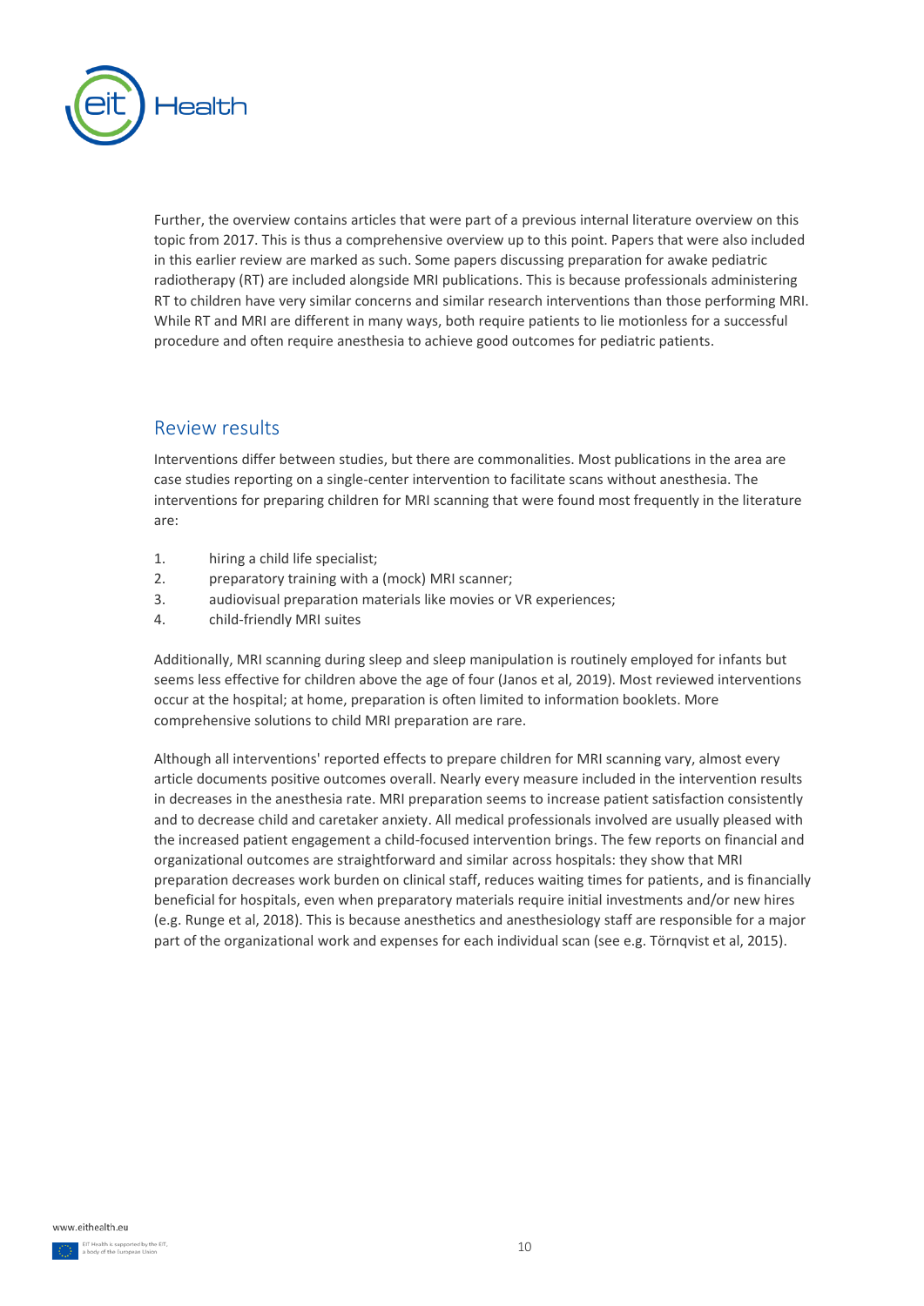Further, the overview contains articles that were part of a previous internal literature overview on this topic from 2017. This is thus a comprehensive overview up to this point. Papers that were also included in this earlier review are marked as such. Some papers discussing preparation for awake pediatric radiotherapy (RT) are included alongside MRI publications. This is because professionals administering RT to children have very similar concerns and similar research interventions than those performing MRI. While RT and MRI are different in many ways, both require patients to lie motionless for a successful procedure and often require anesthesia to achieve good outcomes for pediatric patients.

## Review results

Interventions differ between studies, but there are commonalities. Most publications in the area are case studies reporting on a single-center intervention to facilitate scans without anesthesia. The interventions for preparing children for MRI scanning that were found most frequently in the literature are:

1. hiring a child life specialist;
2. preparatory training with a (mock) MRI scanner;
3. audiovisual preparation materials like movies or VR experiences;
4. child-friendly MRI suites

Additionally, MRI scanning during sleep and sleep manipulation is routinely employed for infants but seems less effective for children above the age of four (Janos et al, 2019). Most reviewed interventions occur at the hospital; at home, preparation is often limited to information booklets. More comprehensive solutions to child MRI preparation are rare.

Although all interventions' reported effects to prepare children for MRI scanning vary, almost every article documents positive outcomes overall. Nearly every measure included in the intervention results in decreases in the anesthesia rate. MRI preparation seems to increase patient satisfaction consistently and to decrease child and caretaker anxiety. All medical professionals involved are usually pleased with the increased patient engagement a child-focused intervention brings. The few reports on financial and organizational outcomes are straightforward and similar across hospitals: they show that MRI preparation decreases work burden on clinical staff, reduces waiting times for patients, and is financially beneficial for hospitals, even when preparatory materials require initial investments and/or new hires (e.g. Runge et al, 2018). This is because anesthetics and anesthesiology staff are responsible for a major part of the organizational work and expenses for each individual scan (see e.g. Törnqvist et al, 2015).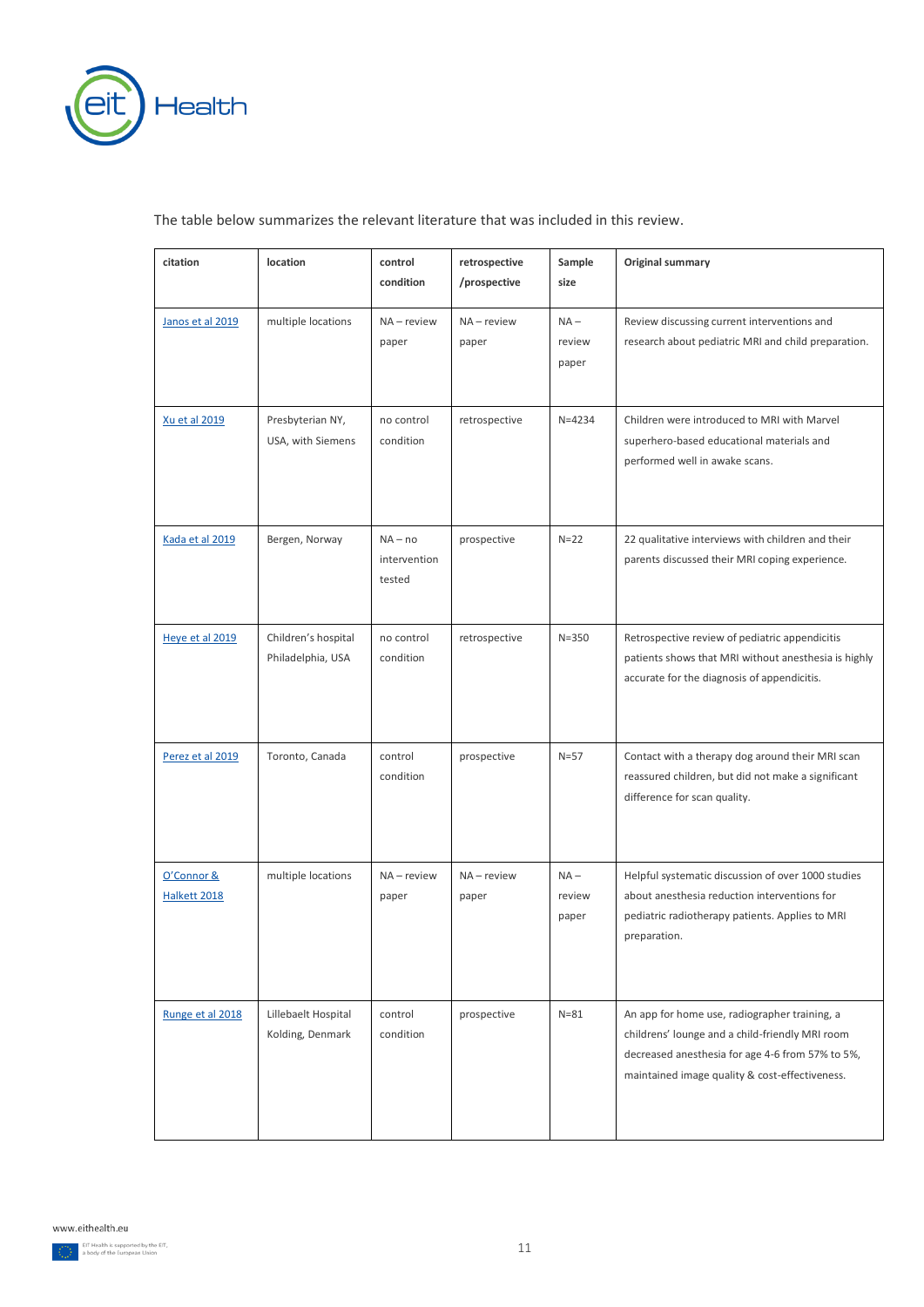The table below summarizes the relevant literature that was included in this review.

| citation | location | control condition | retrospective /prospective | Sample size | Original summary |
|---|---|---|---|---|---|
| Janos et al 2019 | multiple locations | NA – review paper | NA – review paper | NA – review paper | Review discussing current interventions and research about pediatric MRI and child preparation. |
| Xu et al 2019 | Presbyterian NY, USA, with Siemens | no control condition | retrospective | N=4234 | Children were introduced to MRI with Marvel superhero-based educational materials and performed well in awake scans. |
| Kada et al 2019 | Bergen, Norway | NA – no intervention tested | prospective | N=22 | 22 qualitative interviews with children and their parents discussed their MRI coping experience. |
| Heye et al 2019 | Children's hospital Philadelphia, USA | no control condition | retrospective | N=350 | Retrospective review of pediatric appendicitis patients shows that MRI without anesthesia is highly accurate for the diagnosis of appendicitis. |
| Perez et al 2019 | Toronto, Canada | control condition | prospective | N=57 | Contact with a therapy dog around their MRI scan reassured children, but did not make a significant difference for scan quality. |
| O'Connor & Halkett 2018 | multiple locations | NA – review paper | NA – review paper | NA – review paper | Helpful systematic discussion of over 1000 studies about anesthesia reduction interventions for pediatric radiotherapy patients. Applies to MRI preparation. |
| Runge et al 2018 | Lillebaelt Hospital Kolding, Denmark | control condition | prospective | N=81 | An app for home use, radiographer training, a childrens' lounge and a child-friendly MRI room decreased anesthesia for age 4-6 from 57% to 5%, maintained image quality & cost-effectiveness. |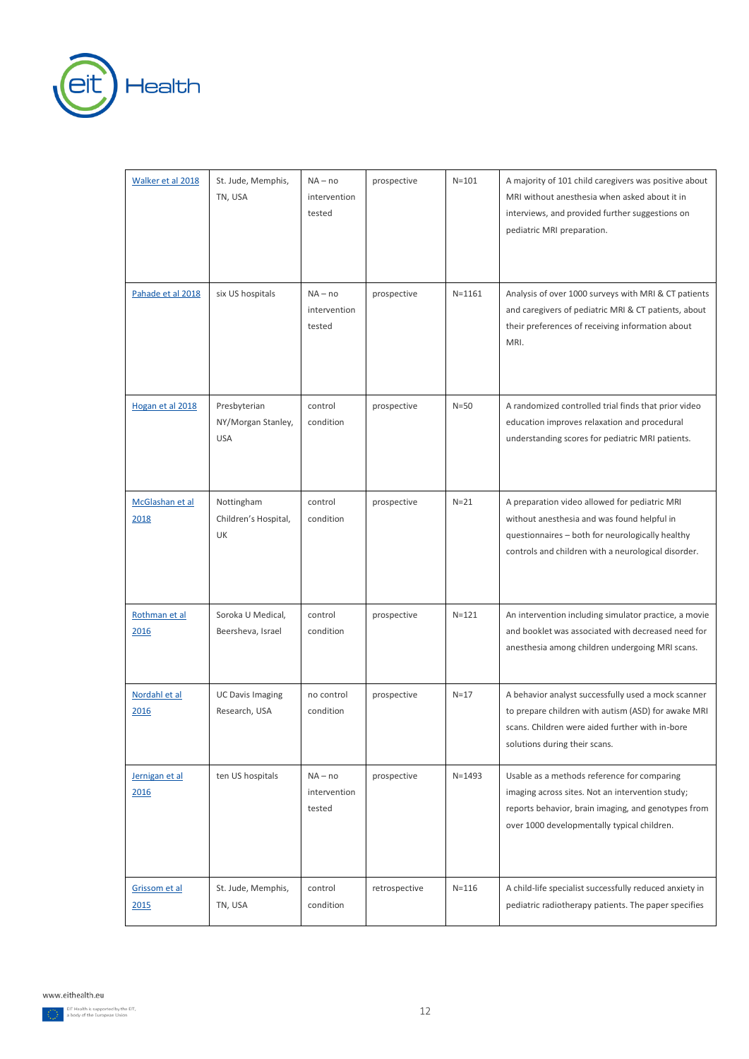| | | | | | |
|---|---|---|---|---|---|
| Walker et al 2018 | St. Jude, Memphis, TN, USA | NA – no intervention tested | prospective | N=101 | A majority of 101 child caregivers was positive about MRI without anesthesia when asked about it in interviews, and provided further suggestions on pediatric MRI preparation. |
| Pahade et al 2018 | six US hospitals | NA – no intervention tested | prospective | N=1161 | Analysis of over 1000 surveys with MRI & CT patients and caregivers of pediatric MRI & CT patients, about their preferences of receiving information about MRI. |
| Hogan et al 2018 | Presbyterian NY/Morgan Stanley, USA | control condition | prospective | N=50 | A randomized controlled trial finds that prior video education improves relaxation and procedural understanding scores for pediatric MRI patients. |
| McGlashan et al 2018 | Nottingham Children's Hospital, UK | control condition | prospective | N=21 | A preparation video allowed for pediatric MRI without anesthesia and was found helpful in questionnaires – both for neurologically healthy controls and children with a neurological disorder. |
| Rothman et al 2016 | Soroka U Medical, Beersheva, Israel | control condition | prospective | N=121 | An intervention including simulator practice, a movie and booklet was associated with decreased need for anesthesia among children undergoing MRI scans. |
| Nordahl et al 2016 | UC Davis Imaging Research, USA | no control condition | prospective | N=17 | A behavior analyst successfully used a mock scanner to prepare children with autism (ASD) for awake MRI scans. Children were aided further with in-bore solutions during their scans. |
| Jernigan et al 2016 | ten US hospitals | NA – no intervention tested | prospective | N=1493 | Usable as a methods reference for comparing imaging across sites. Not an intervention study; reports behavior, brain imaging, and genotypes from over 1000 developmentally typical children. |
| Grissom et al 2015 | St. Jude, Memphis, TN, USA | control condition | retrospective | N=116 | A child-life specialist successfully reduced anxiety in pediatric radiotherapy patients. The paper specifies |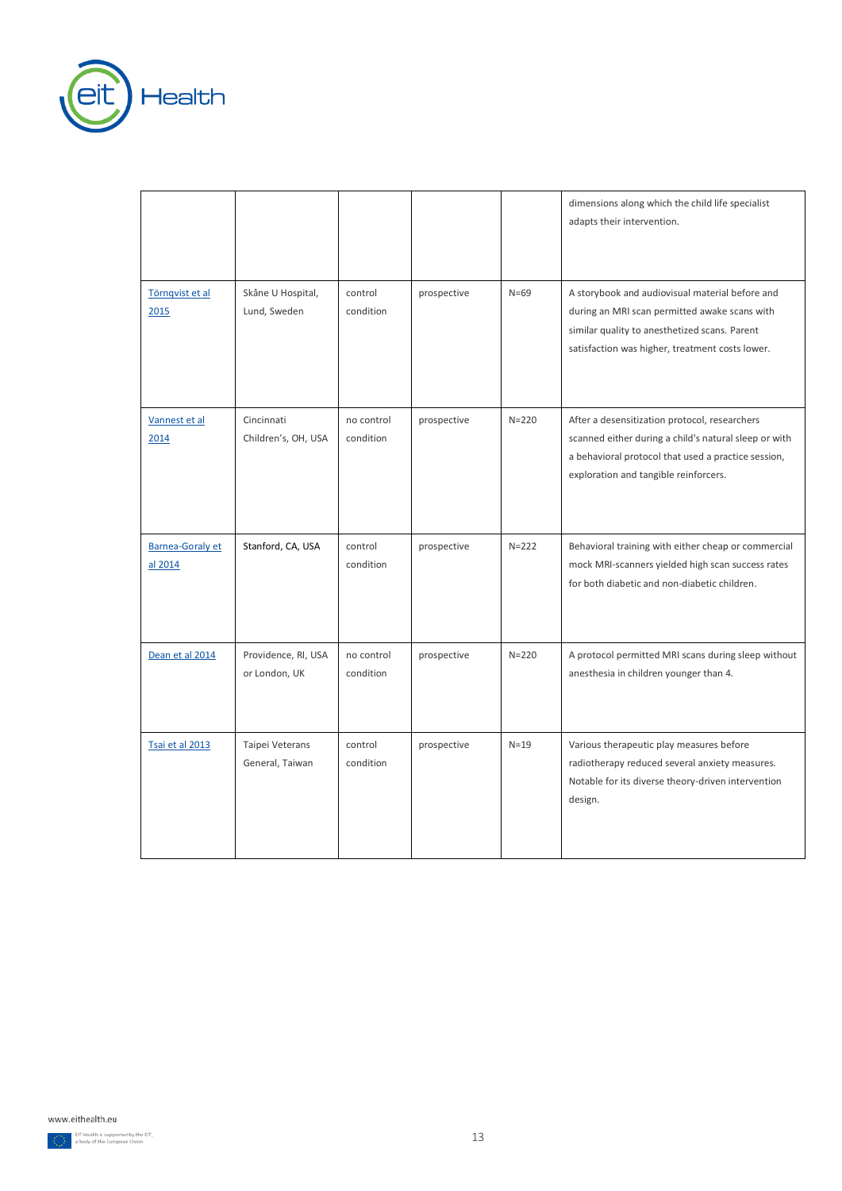| | | | | | |
|---|---|---|---|---|---|
| | | | | | dimensions along which the child life specialist adapts their intervention. |
| Törnqvist et al 2015 | Skåne U Hospital, Lund, Sweden | control condition | prospective | N=69 | A storybook and audiovisual material before and during an MRI scan permitted awake scans with similar quality to anesthetized scans. Parent satisfaction was higher, treatment costs lower. |
| Vannest et al 2014 | Cincinnati Children's, OH, USA | no control condition | prospective | N=220 | After a desensitization protocol, researchers scanned either during a child's natural sleep or with a behavioral protocol that used a practice session, exploration and tangible reinforcers. |
| Barnea-Goraly et al 2014 | Stanford, CA, USA | control condition | prospective | N=222 | Behavioral training with either cheap or commercial mock MRI-scanners yielded high scan success rates for both diabetic and non-diabetic children. |
| Dean et al 2014 | Providence, RI, USA or London, UK | no control condition | prospective | N=220 | A protocol permitted MRI scans during sleep without anesthesia in children younger than 4. |
| Tsai et al 2013 | Taipei Veterans General, Taiwan | control condition | prospective | N=19 | Various therapeutic play measures before radiotherapy reduced several anxiety measures. Notable for its diverse theory-driven intervention design. |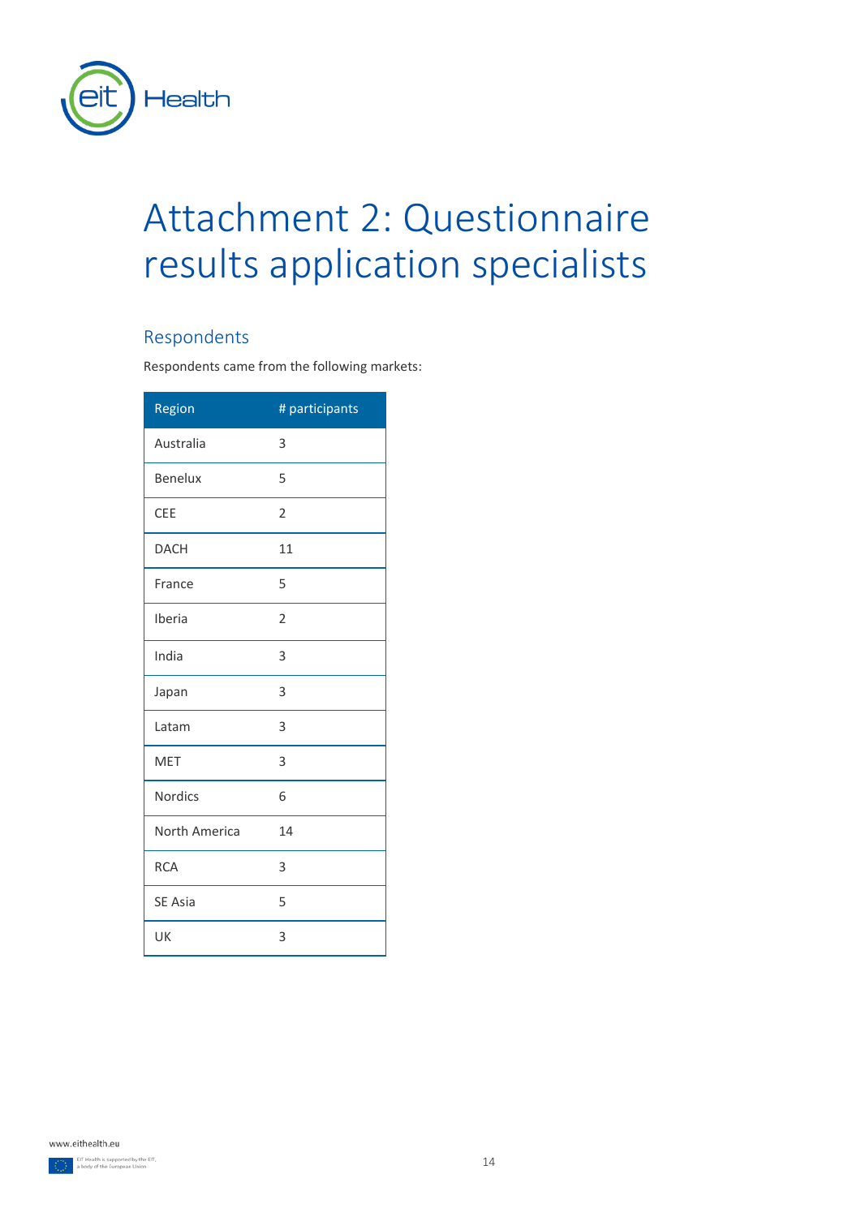# Attachment 2: Questionnaire results application specialists

## Respondents

Respondents came from the following markets:

| Region | # participants |
| --- | --- |
| Australia | 3 |
| Benelux | 5 |
| CEE | 2 |
| DACH | 11 |
| France | 5 |
| Iberia | 2 |
| India | 3 |
| Japan | 3 |
| Latam | 3 |
| MET | 3 |
| Nordics | 6 |
| North America | 14 |
| RCA | 3 |
| SE Asia | 5 |
| UK | 3 |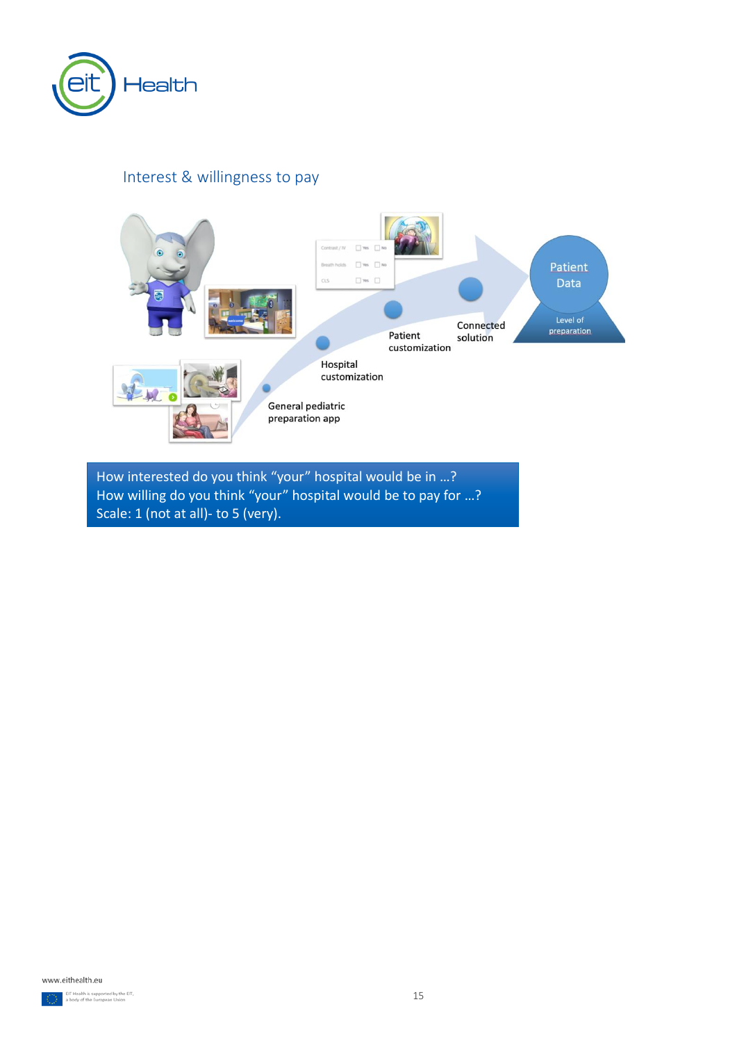## Interest & willingness to pay

General pediatric preparation app

Hospital customization

Patient customization

Connected solution

Patient Data

Level of preparation

How interested do you think “your” hospital would be in …?
How willing do you think “your” hospital would be to pay for …?
Scale: 1 (not at all)- to 5 (very).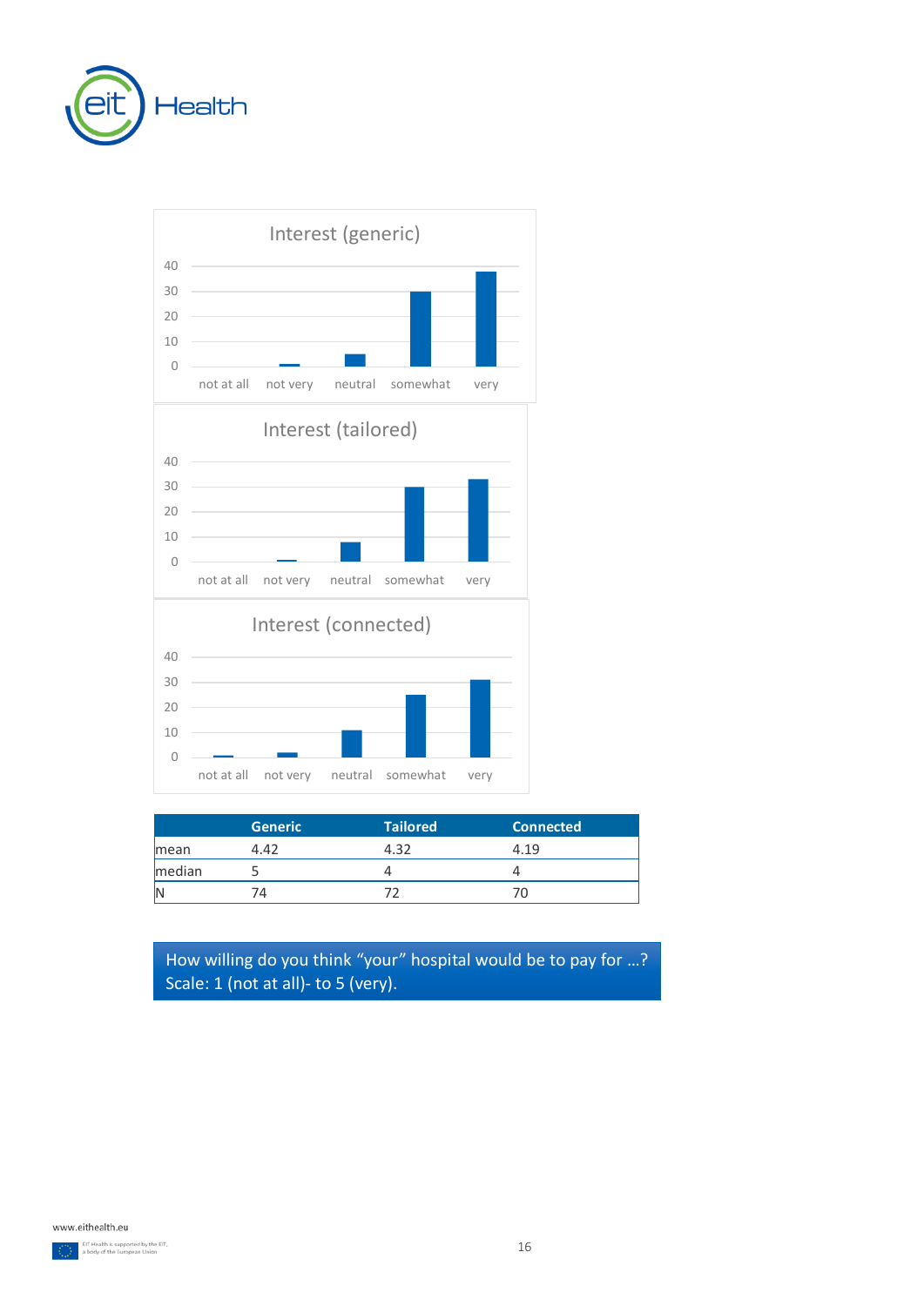Interest (generic)

Interest (tailored)

Interest (connected)

|  | Generic | Tailored | Connected |
|---|---|---|---|
| mean | 4.42 | 4.32 | 4.19 |
| median | 5 | 4 | 4 |
| N | 74 | 72 | 70 |

How willing do you think “your” hospital would be to pay for …? Scale: 1 (not at all)- to 5 (very).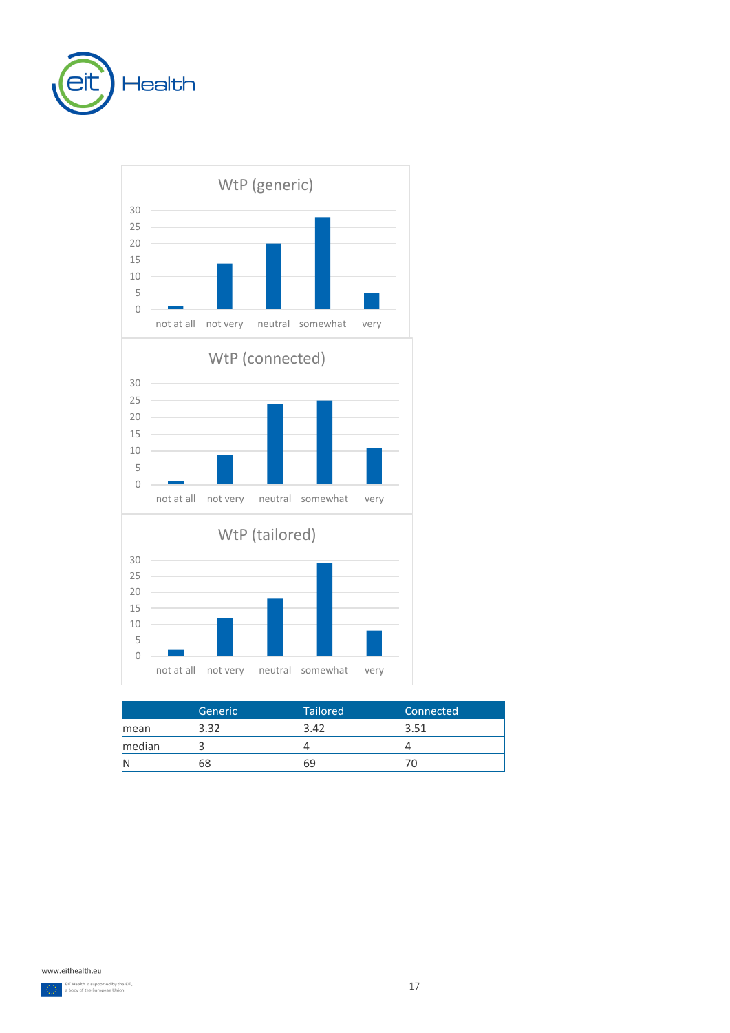WtP (generic)

WtP (connected)

WtP (tailored)

| | Generic | Tailored | Connected |
|---|---|---|---|
| mean | 3.32 | 3.42 | 3.51 |
| median | 3 | 4 | 4 |
| N | 68 | 69 | 70 |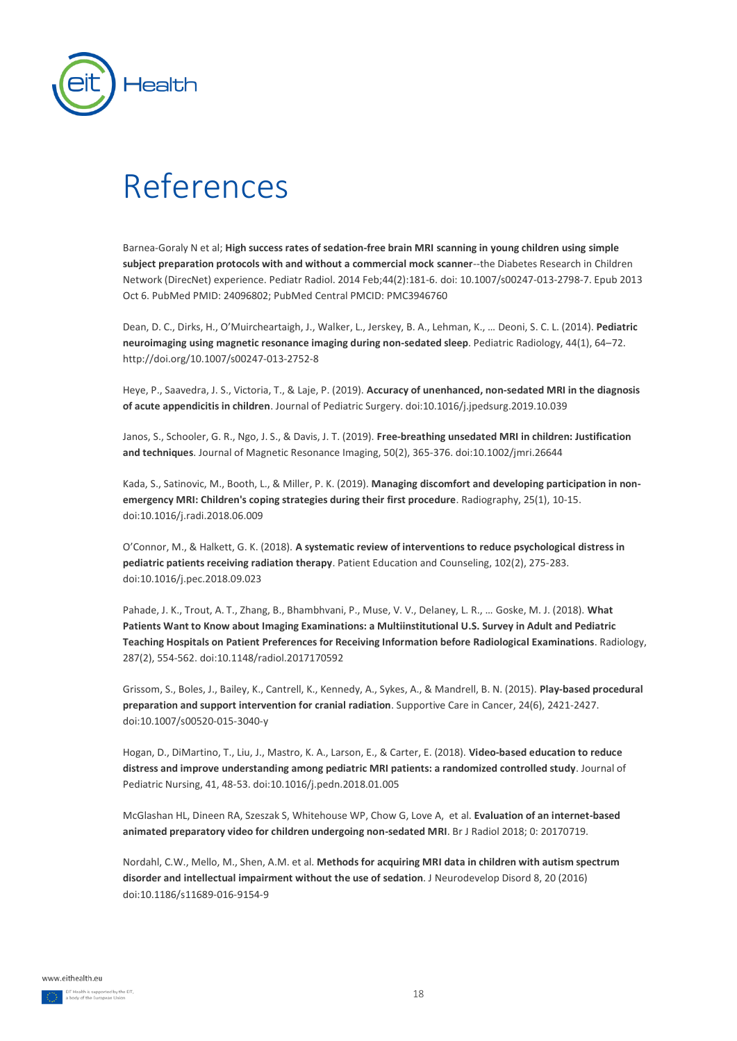# References

Barnea-Goraly N et al; **High success rates of sedation-free brain MRI scanning in young children using simple subject preparation protocols with and without a commercial mock scanner**--the Diabetes Research in Children Network (DirecNet) experience. Pediatr Radiol. 2014 Feb;44(2):181-6. doi: 10.1007/s00247-013-2798-7. Epub 2013 Oct 6. PubMed PMID: 24096802; PubMed Central PMCID: PMC3946760

Dean, D. C., Dirks, H., O'Muircheartaigh, J., Walker, L., Jerskey, B. A., Lehman, K., … Deoni, S. C. L. (2014). **Pediatric neuroimaging using magnetic resonance imaging during non-sedated sleep**. Pediatric Radiology, 44(1), 64–72. http://doi.org/10.1007/s00247-013-2752-8

Heye, P., Saavedra, J. S., Victoria, T., & Laje, P. (2019). **Accuracy of unenhanced, non-sedated MRI in the diagnosis of acute appendicitis in children**. Journal of Pediatric Surgery. doi:10.1016/j.jpedsurg.2019.10.039

Janos, S., Schooler, G. R., Ngo, J. S., & Davis, J. T. (2019). **Free-breathing unsedated MRI in children: Justification and techniques**. Journal of Magnetic Resonance Imaging, 50(2), 365-376. doi:10.1002/jmri.26644

Kada, S., Satinovic, M., Booth, L., & Miller, P. K. (2019). **Managing discomfort and developing participation in non-emergency MRI: Children's coping strategies during their first procedure**. Radiography, 25(1), 10-15. doi:10.1016/j.radi.2018.06.009

O'Connor, M., & Halkett, G. K. (2018). **A systematic review of interventions to reduce psychological distress in pediatric patients receiving radiation therapy**. Patient Education and Counseling, 102(2), 275-283. doi:10.1016/j.pec.2018.09.023

Pahade, J. K., Trout, A. T., Zhang, B., Bhambhvani, P., Muse, V. V., Delaney, L. R., … Goske, M. J. (2018). **What Patients Want to Know about Imaging Examinations: a Multiinstitutional U.S. Survey in Adult and Pediatric Teaching Hospitals on Patient Preferences for Receiving Information before Radiological Examinations**. Radiology, 287(2), 554-562. doi:10.1148/radiol.2017170592

Grissom, S., Boles, J., Bailey, K., Cantrell, K., Kennedy, A., Sykes, A., & Mandrell, B. N. (2015). **Play-based procedural preparation and support intervention for cranial radiation**. Supportive Care in Cancer, 24(6), 2421-2427. doi:10.1007/s00520-015-3040-y

Hogan, D., DiMartino, T., Liu, J., Mastro, K. A., Larson, E., & Carter, E. (2018). **Video-based education to reduce distress and improve understanding among pediatric MRI patients: a randomized controlled study**. Journal of Pediatric Nursing, 41, 48-53. doi:10.1016/j.pedn.2018.01.005

McGlashan HL, Dineen RA, Szeszak S, Whitehouse WP, Chow G, Love A, et al. **Evaluation of an internet-based animated preparatory video for children undergoing non-sedated MRI**. Br J Radiol 2018; 0: 20170719.

Nordahl, C.W., Mello, M., Shen, A.M. et al. **Methods for acquiring MRI data in children with autism spectrum disorder and intellectual impairment without the use of sedation**. J Neurodevelop Disord 8, 20 (2016) doi:10.1186/s11689-016-9154-9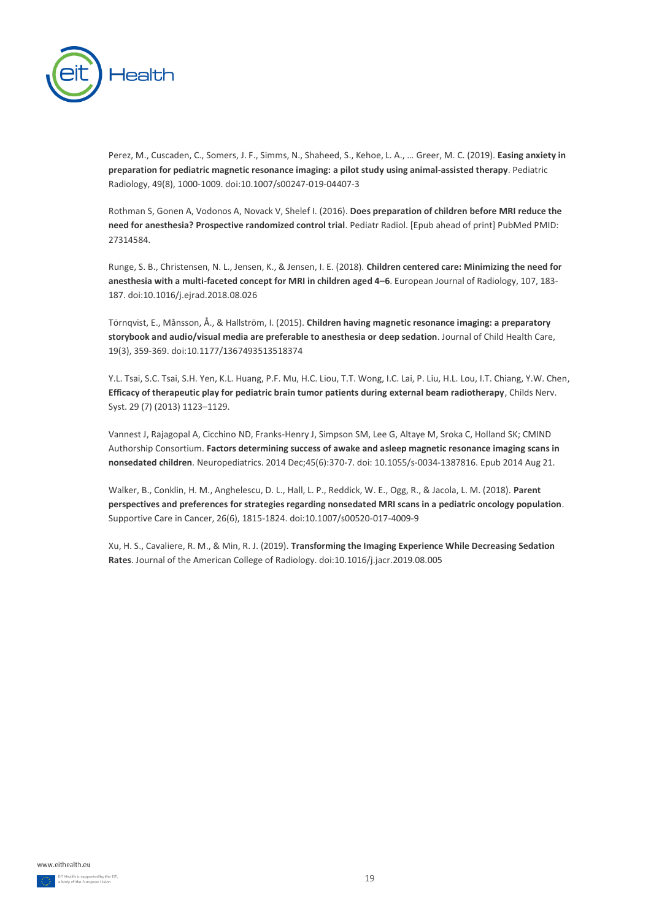Perez, M., Cuscaden, C., Somers, J. F., Simms, N., Shaheed, S., Kehoe, L. A., … Greer, M. C. (2019). **Easing anxiety in preparation for pediatric magnetic resonance imaging: a pilot study using animal-assisted therapy**. Pediatric Radiology, 49(8), 1000-1009. doi:10.1007/s00247-019-04407-3

Rothman S, Gonen A, Vodonos A, Novack V, Shelef I. (2016). **Does preparation of children before MRI reduce the need for anesthesia? Prospective randomized control trial**. Pediatr Radiol. [Epub ahead of print] PubMed PMID: 27314584.

Runge, S. B., Christensen, N. L., Jensen, K., & Jensen, I. E. (2018). **Children centered care: Minimizing the need for anesthesia with a multi-faceted concept for MRI in children aged 4–6**. European Journal of Radiology, 107, 183-187. doi:10.1016/j.ejrad.2018.08.026

Törnqvist, E., Månsson, Å., & Hallström, I. (2015). **Children having magnetic resonance imaging: a preparatory storybook and audio/visual media are preferable to anesthesia or deep sedation**. Journal of Child Health Care, 19(3), 359-369. doi:10.1177/1367493513518374

Y.L. Tsai, S.C. Tsai, S.H. Yen, K.L. Huang, P.F. Mu, H.C. Liou, T.T. Wong, I.C. Lai, P. Liu, H.L. Lou, I.T. Chiang, Y.W. Chen, **Efficacy of therapeutic play for pediatric brain tumor patients during external beam radiotherapy**, Childs Nerv. Syst. 29 (7) (2013) 1123–1129.

Vannest J, Rajagopal A, Cicchino ND, Franks-Henry J, Simpson SM, Lee G, Altaye M, Sroka C, Holland SK; CMIND Authorship Consortium. **Factors determining success of awake and asleep magnetic resonance imaging scans in nonsedated children**. Neuropediatrics. 2014 Dec;45(6):370-7. doi: 10.1055/s-0034-1387816. Epub 2014 Aug 21.

Walker, B., Conklin, H. M., Anghelescu, D. L., Hall, L. P., Reddick, W. E., Ogg, R., & Jacola, L. M. (2018). **Parent perspectives and preferences for strategies regarding nonsedated MRI scans in a pediatric oncology population**. Supportive Care in Cancer, 26(6), 1815-1824. doi:10.1007/s00520-017-4009-9

Xu, H. S., Cavaliere, R. M., & Min, R. J. (2019). **Transforming the Imaging Experience While Decreasing Sedation Rates**. Journal of the American College of Radiology. doi:10.1016/j.jacr.2019.08.005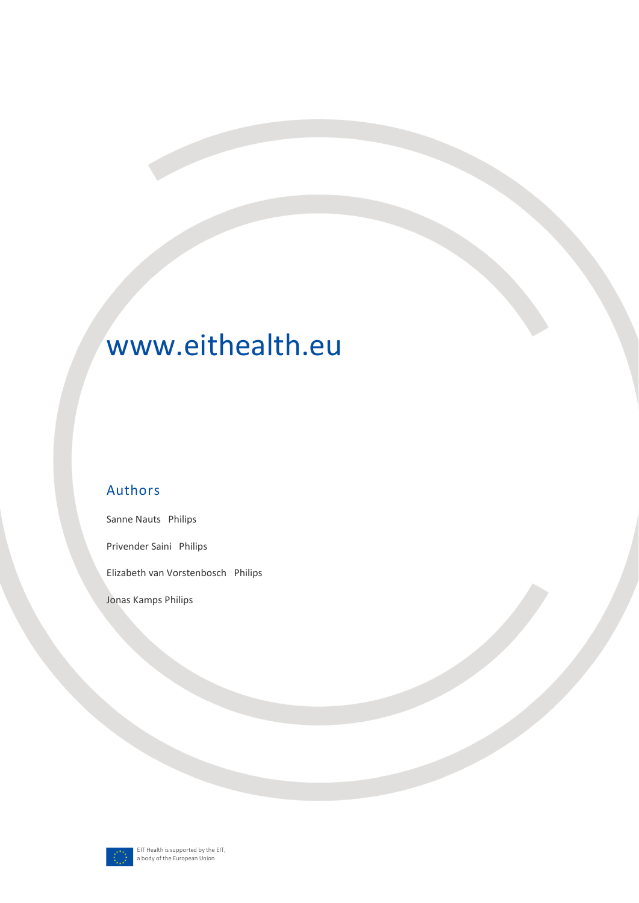www.eithealth.eu

## Authors

Sanne Nauts   Philips

Privender Saini   Philips

Elizabeth van Vorstenbosch   Philips

Jonas Kamps Philips

EIT Health is supported by the EIT, a body of the European Union